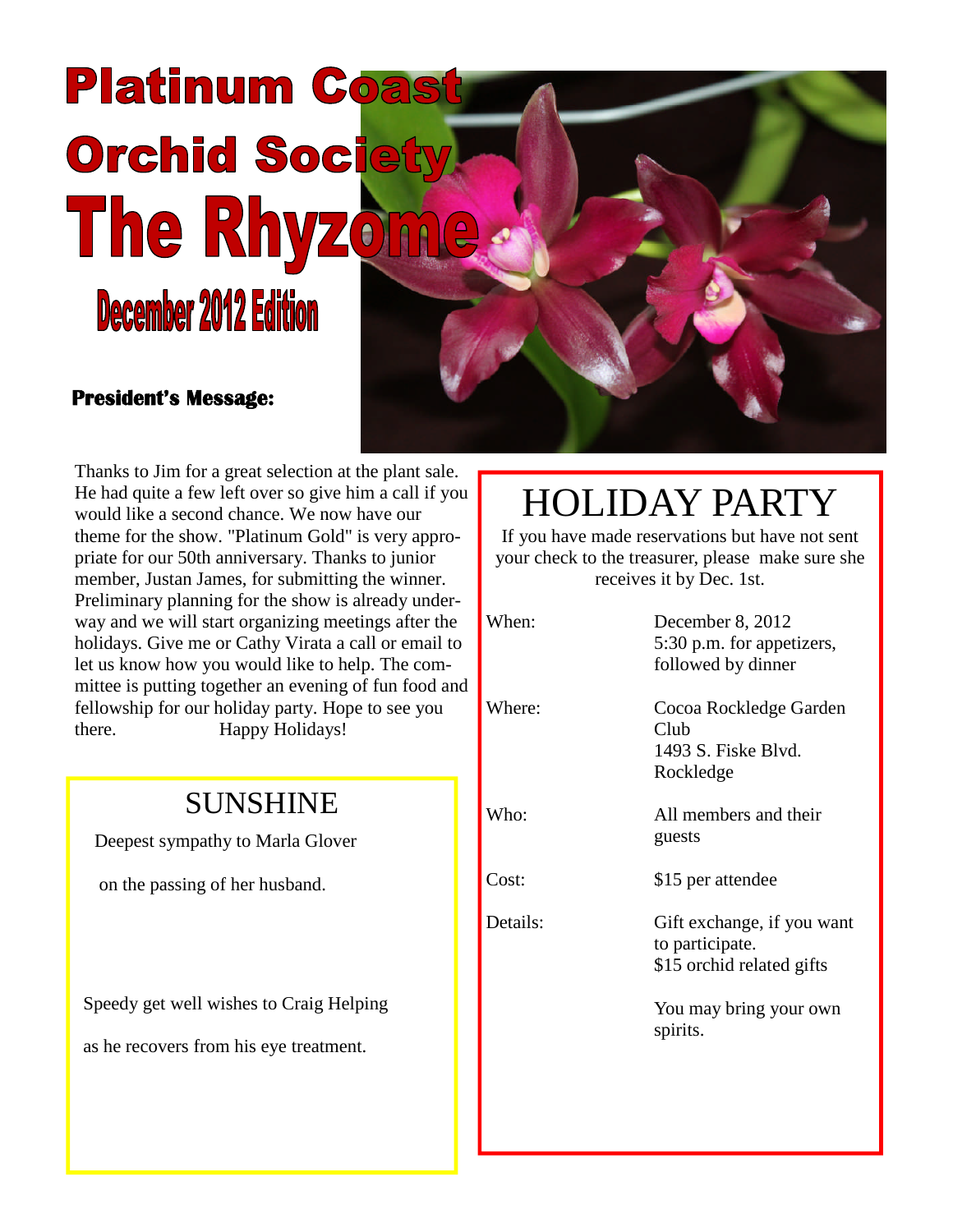# Platinum Coast Orchid Society

# The Rhyzome

## December 2012 Edition

### President's Message:

Thanks to Jim for a great selection at the plant sale. He had quite a few left over so give him a call if you would like a second chance. We now have our theme for the show. "Platinum Gold" is very appropriate for our 50th anniversary. Thanks to junior member, Justan James, for submitting the winner. Preliminary planning for the show is already underway and we will start organizing meetings after the holidays. Give me or Cathy Virata a call or email to let us know how you would like to help. The committee is putting together an evening of fun food and fellowship for our holiday party. Hope to see you there. Happy Holidays!

## SUNSHINE

Deepest sympathy to Marla Glover

on the passing of her husband.

Speedy get well wishes to Craig Helping

as he recovers from his eye treatment.

## HOLIDAY PARTY

If you have made reservations but have not sent your check to the treasurer, please make sure she receives it by Dec. 1st.

When: December 8, 2012
5:30 p.m. for appetizers, followed by dinner

Where: Cocoa Rockledge Garden Club
1493 S. Fiske Blvd.
Rockledge

Who: All members and their guests

Cost: $15 per attendee

Details: Gift exchange, if you want to participate.
$15 orchid related gifts

You may bring your own spirits.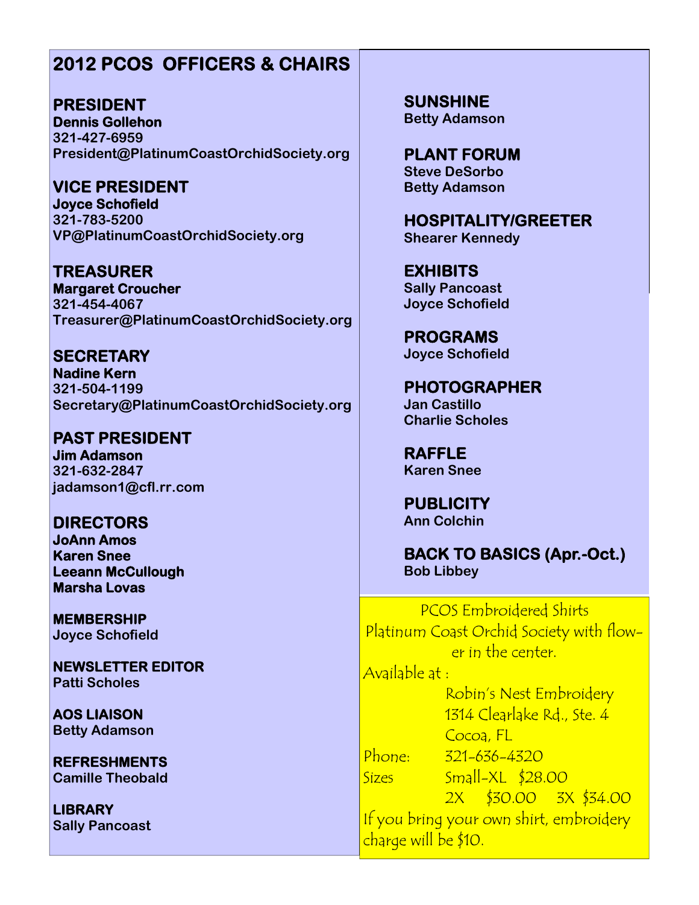# 2012 PCOS OFFICERS & CHAIRS

**PRESIDENT**
**Dennis Gollehon**
**321-427-6959**
**President@PlatinumCoastOrchidSociety.org**

**VICE PRESIDENT**
**Joyce Schofield**
**321-783-5200**
**VP@PlatinumCoastOrchidSociety.org**

**TREASURER**
**Margaret Croucher**
**321-454-4067**
**Treasurer@PlatinumCoastOrchidSociety.org**

**SECRETARY**
**Nadine Kern**
**321-504-1199**
**Secretary@PlatinumCoastOrchidSociety.org**

**PAST PRESIDENT**
**Jim Adamson**
**321-632-2847**
**jadamson1@cfl.rr.com**

**DIRECTORS**
**JoAnn Amos**
**Karen Snee**
**Leeann McCullough**
**Marsha Lovas**

**MEMBERSHIP**
**Joyce Schofield**

**NEWSLETTER EDITOR**
**Patti Scholes**

**AOS LIAISON**
**Betty Adamson**

**REFRESHMENTS**
**Camille Theobald**

**LIBRARY**
**Sally Pancoast**

**SUNSHINE**
**Betty Adamson**

**PLANT FORUM**
**Steve DeSorbo**
**Betty Adamson**

**HOSPITALITY/GREETER**
**Shearer Kennedy**

**EXHIBITS**
**Sally Pancoast**
**Joyce Schofield**

**PROGRAMS**
**Joyce Schofield**

**PHOTOGRAPHER**
**Jan Castillo**
**Charlie Scholes**

**RAFFLE**
**Karen Snee**

**PUBLICITY**
**Ann Colchin**

**BACK TO BASICS (Apr.-Oct.)**
**Bob Libbey**

PCOS Embroidered Shirts
Platinum Coast Orchid Society with flower in the center.

Available at :
Robin's Nest Embroidery
1314 Clearlake Rd., Ste. 4
Cocoa, FL

Phone: 321-636-4320

Sizes Small-XL $28.00
2X $30.00 3X $34.00

If you bring your own shirt, embroidery charge will be $10.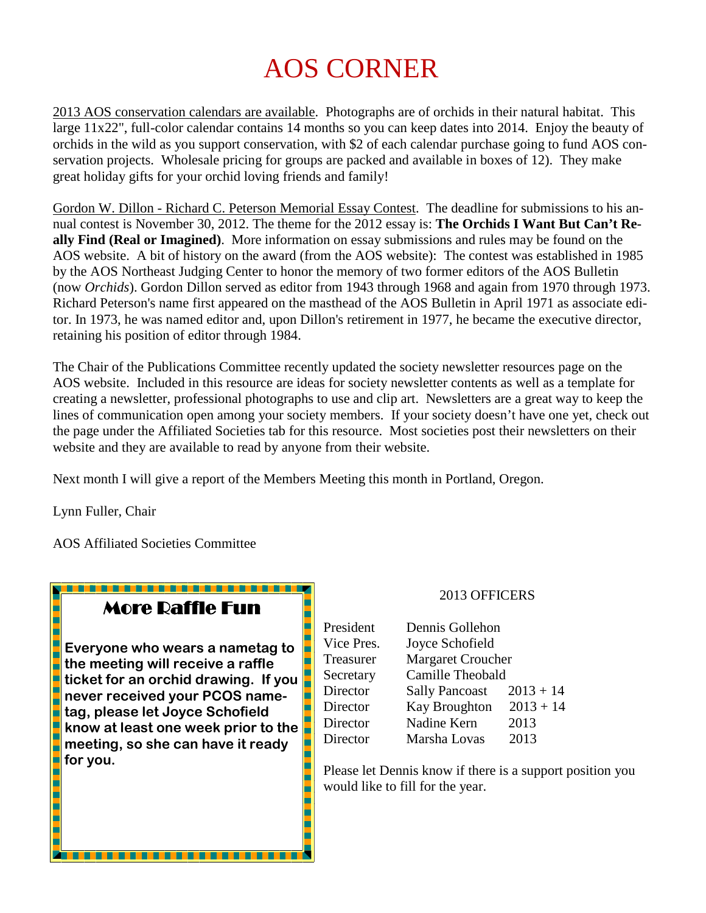# AOS CORNER

<u>2013 AOS conservation calendars are available</u>. Photographs are of orchids in their natural habitat. This large 11x22", full-color calendar contains 14 months so you can keep dates into 2014. Enjoy the beauty of orchids in the wild as you support conservation, with $2 of each calendar purchase going to fund AOS conservation projects. Wholesale pricing for groups are packed and available in boxes of 12). They make great holiday gifts for your orchid loving friends and family!

<u>Gordon W. Dillon - Richard C. Peterson Memorial Essay Contest</u>. The deadline for submissions to his annual contest is November 30, 2012. The theme for the 2012 essay is: **The Orchids I Want But Can't Really Find (Real or Imagined)**. More information on essay submissions and rules may be found on the AOS website. A bit of history on the award (from the AOS website): The contest was established in 1985 by the AOS Northeast Judging Center to honor the memory of two former editors of the AOS Bulletin (now *Orchids*). Gordon Dillon served as editor from 1943 through 1968 and again from 1970 through 1973. Richard Peterson's name first appeared on the masthead of the AOS Bulletin in April 1971 as associate editor. In 1973, he was named editor and, upon Dillon's retirement in 1977, he became the executive director, retaining his position of editor through 1984.

The Chair of the Publications Committee recently updated the society newsletter resources page on the AOS website. Included in this resource are ideas for society newsletter contents as well as a template for creating a newsletter, professional photographs to use and clip art. Newsletters are a great way to keep the lines of communication open among your society members. If your society doesn't have one yet, check out the page under the Affiliated Societies tab for this resource. Most societies post their newsletters on their website and they are available to read by anyone from their website.

Next month I will give a report of the Members Meeting this month in Portland, Oregon.

Lynn Fuller, Chair

AOS Affiliated Societies Committee

## More Raffle Fun

**Everyone who wears a nametag to the meeting will receive a raffle ticket for an orchid drawing. If you never received your PCOS nametag, please let Joyce Schofield know at least one week prior to the meeting, so she can have it ready for you.**

## 2013 OFFICERS

| | | |
|---|---|---|
| President | Dennis Gollehon | |
| Vice Pres. | Joyce Schofield | |
| Treasurer | Margaret Croucher | |
| Secretary | Camille Theobald | |
| Director | Sally Pancoast | 2013 + 14 |
| Director | Kay Broughton | 2013 + 14 |
| Director | Nadine Kern | 2013 |
| Director | Marsha Lovas | 2013 |

Please let Dennis know if there is a support position you would like to fill for the year.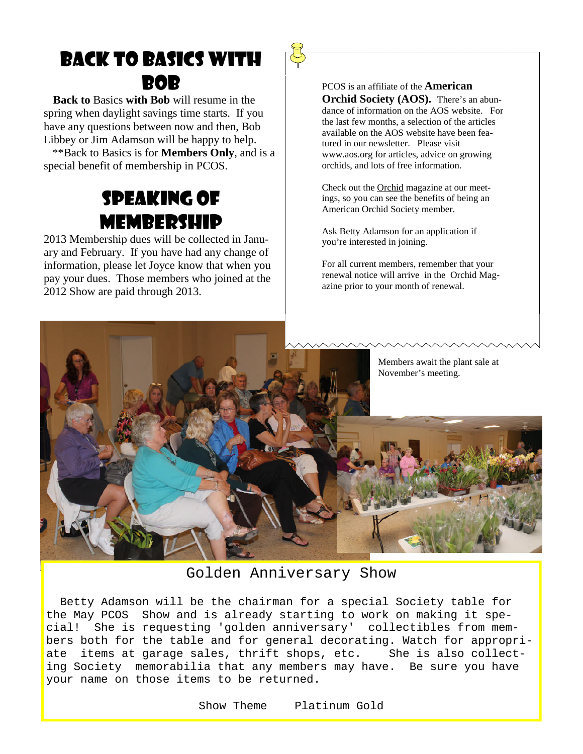# Back to Basics with Bob

**Back to** Basics **with Bob** will resume in the spring when daylight savings time starts. If you have any questions between now and then, Bob Libbey or Jim Adamson will be happy to help.

**Back to Basics is for **Members Only**, and is a special benefit of membership in PCOS.

# Speaking of Membership

2013 Membership dues will be collected in January and February. If you have had any change of information, please let Joyce know that when you pay your dues. Those members who joined at the 2012 Show are paid through 2013.

PCOS is an affiliate of the **American Orchid Society (AOS).** There's an abundance of information on the AOS website. For the last few months, a selection of the articles available on the AOS website have been featured in our newsletter. Please visit www.aos.org for articles, advice on growing orchids, and lots of free information.

Check out the Orchid magazine at our meetings, so you can see the benefits of being an American Orchid Society member.

Ask Betty Adamson for an application if you're interested in joining.

For all current members, remember that your renewal notice will arrive in the Orchid Magazine prior to your month of renewal.

Members await the plant sale at November's meeting.

## Golden Anniversary Show

Betty Adamson will be the chairman for a special Society table for the May PCOS Show and is already starting to work on making it special! She is requesting 'golden anniversary' collectibles from members both for the table and for general decorating. Watch for appropriate items at garage sales, thrift shops, etc. She is also collecting Society memorabilia that any members may have. Be sure you have your name on those items to be returned.

Show Theme Platinum Gold